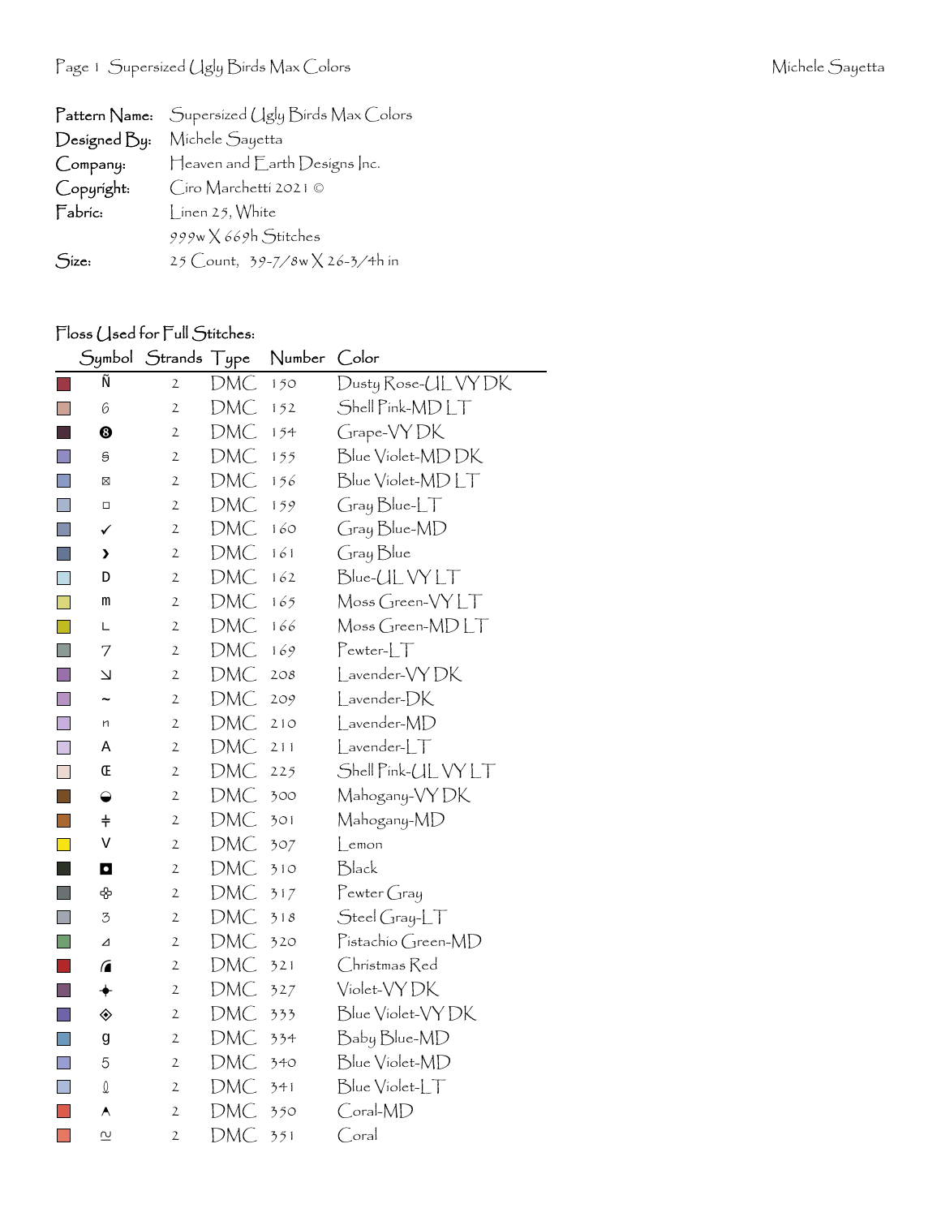| | |
|---|---|
| **Pattern Name:** | Supersized Ugly Birds Max Colors |
| **Designed By:** | Michele Sayetta |
| **Company:** | Heaven and Earth Designs Inc. |
| **Copyright:** | Ciro Marchetti 2021 © |
| **Fabric:** | Linen 25, White |
| | 999w X 669h Stitches |
| **Size:** | 25 Count, 39-7/8w X 26-3/4h in |

## Floss Used for Full Stitches:

| Symbol | Strands | Type | Number | Color |
|---|---|---|---|---|
| Ñ | 2 | DMC | 150 | Dusty Rose-UL VY DK |
| 6 | 2 | DMC | 152 | Shell Pink-MD LT |
| ❽ | 2 | DMC | 154 | Grape-VY DK |
| S | 2 | DMC | 155 | Blue Violet-MD DK |
| ⊠ | 2 | DMC | 156 | Blue Violet-MD LT |
| □ | 2 | DMC | 159 | Gray Blue-LT |
| ✓ | 2 | DMC | 160 | Gray Blue-MD |
| › | 2 | DMC | 161 | Gray Blue |
| D | 2 | DMC | 162 | Blue-UL VY LT |
| m | 2 | DMC | 165 | Moss Green-VY LT |
| L | 2 | DMC | 166 | Moss Green-MD LT |
| 7 | 2 | DMC | 169 | Pewter-LT |
| ↘ | 2 | DMC | 208 | Lavender-VY DK |
| ~ | 2 | DMC | 209 | Lavender-DK |
| n | 2 | DMC | 210 | Lavender-MD |
| A | 2 | DMC | 211 | Lavender-LT |
| Œ | 2 | DMC | 225 | Shell Pink-UL VY LT |
| ◒ | 2 | DMC | 300 | Mahogany-VY DK |
| ≑ | 2 | DMC | 301 | Mahogany-MD |
| V | 2 | DMC | 307 | Lemon |
| ◘ | 2 | DMC | 310 | Black |
| ✤ | 2 | DMC | 317 | Pewter Gray |
| 3 | 2 | DMC | 318 | Steel Gray-LT |
| ⊿ | 2 | DMC | 320 | Pistachio Green-MD |
| ◢ | 2 | DMC | 321 | Christmas Red |
| ✦ | 2 | DMC | 327 | Violet-VY DK |
| ◈ | 2 | DMC | 333 | Blue Violet-VY DK |
| g | 2 | DMC | 334 | Baby Blue-MD |
| 5 | 2 | DMC | 340 | Blue Violet-MD |
| ℓ | 2 | DMC | 341 | Blue Violet-LT |
| ʌ | 2 | DMC | 350 | Coral-MD |
| ≈ | 2 | DMC | 351 | Coral |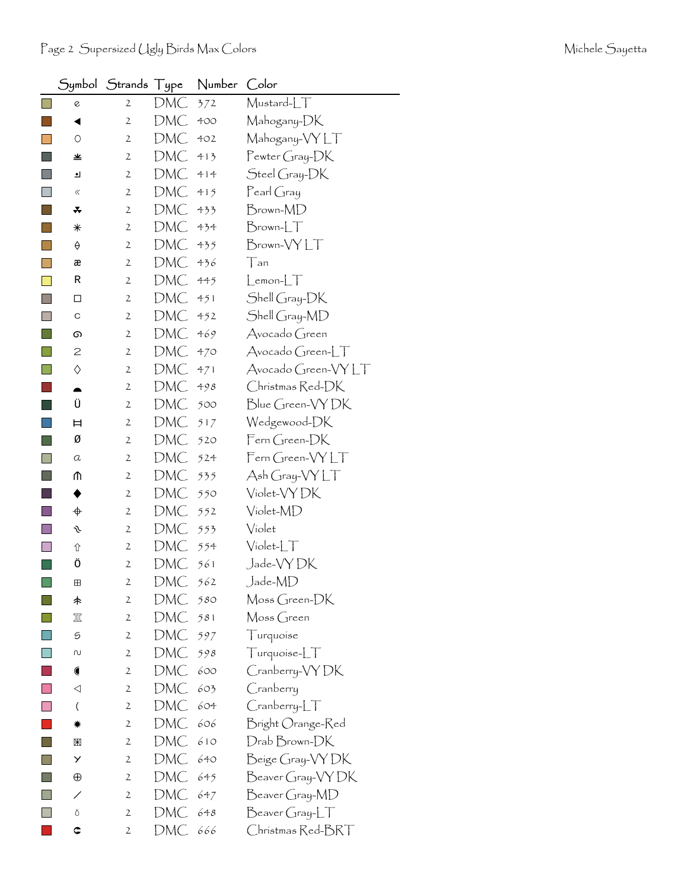| Symbol | Strands | Type | Number | Color |
|---|---|---|---|---|
| ɇ | 2 | DMC | 372 | Mustard-LT |
| ◀ | 2 | DMC | 400 | Mahogany-DK |
| ○ | 2 | DMC | 402 | Mahogany-VY LT |
| ≚ | 2 | DMC | 413 | Pewter Gray-DK |
| ↵ | 2 | DMC | 414 | Steel Gray-DK |
| « | 2 | DMC | 415 | Pearl Gray |
| ⁂ | 2 | DMC | 433 | Brown-MD |
| ✳ | 2 | DMC | 434 | Brown-LT |
| ≙ | 2 | DMC | 435 | Brown-VY LT |
| æ | 2 | DMC | 436 | Tan |
| R | 2 | DMC | 445 | Lemon-LT |
| □ | 2 | DMC | 451 | Shell Gray-DK |
| c | 2 | DMC | 452 | Shell Gray-MD |
| ໑ | 2 | DMC | 469 | Avocado Green |
| 2 | 2 | DMC | 470 | Avocado Green-LT |
| ◊ | 2 | DMC | 471 | Avocado Green-VY LT |
| ◓ | 2 | DMC | 498 | Christmas Red-DK |
| Ü | 2 | DMC | 500 | Blue Green-VY DK |
| ⌶ | 2 | DMC | 517 | Wedgewood-DK |
| Ø | 2 | DMC | 520 | Fern Green-DK |
| a | 2 | DMC | 524 | Fern Green-VY LT |
| ⋒ | 2 | DMC | 535 | Ash Gray-VY LT |
| ◆ | 2 | DMC | 550 | Violet-VY DK |
| ⌖ | 2 | DMC | 552 | Violet-MD |
| ⅋ | 2 | DMC | 553 | Violet |
| ⇧ | 2 | DMC | 554 | Violet-LT |
| Ö | 2 | DMC | 561 | Jade-VY DK |
| ⊞ | 2 | DMC | 562 | Jade-MD |
| ⽊ | 2 | DMC | 580 | Moss Green-DK |
| ♖ | 2 | DMC | 581 | Moss Green |
| ട | 2 | DMC | 597 | Turquoise |
| ∾ | 2 | DMC | 598 | Turquoise-LT |
| ◖ | 2 | DMC | 600 | Cranberry-VY DK |
| ◁ | 2 | DMC | 603 | Cranberry |
| ( | 2 | DMC | 604 | Cranberry-LT |
| ✹ | 2 | DMC | 606 | Bright Orange-Red |
| ⊠ | 2 | DMC | 610 | Drab Brown-DK |
| ⅄ | 2 | DMC | 640 | Beige Gray-VY DK |
| ⊕ | 2 | DMC | 645 | Beaver Gray-VY DK |
| / | 2 | DMC | 647 | Beaver Gray-MD |
| ٥ | 2 | DMC | 648 | Beaver Gray-LT |
| ⊂ | 2 | DMC | 666 | Christmas Red-BRT |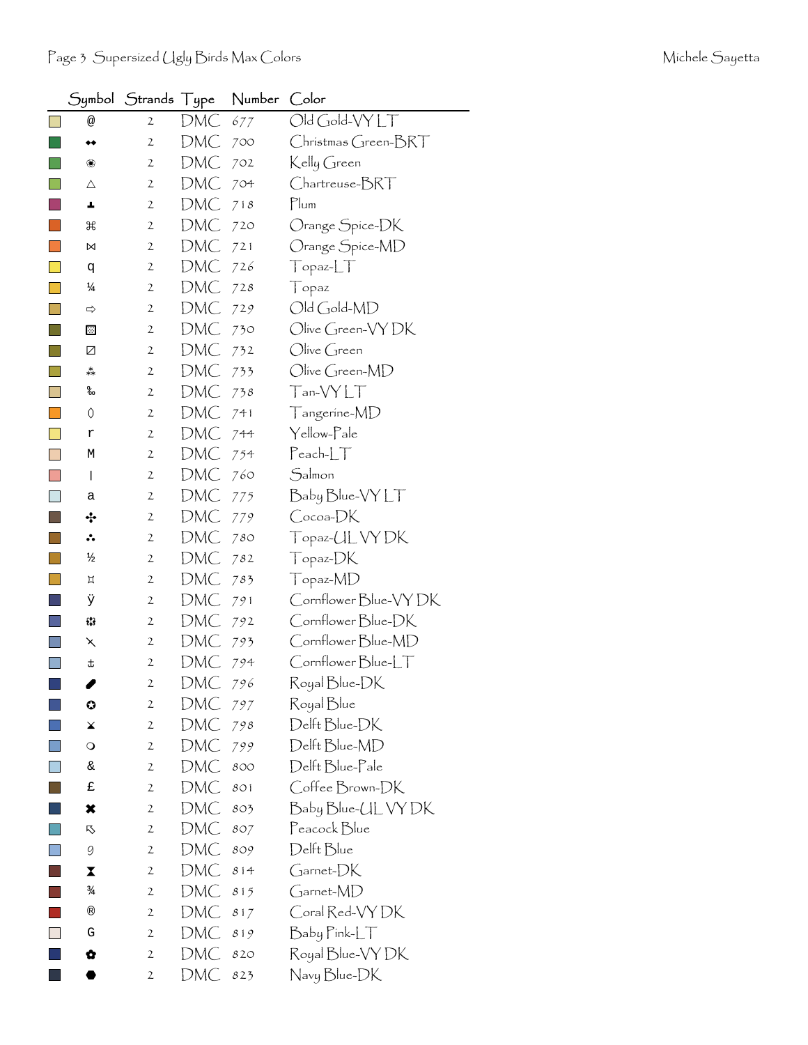| Symbol | Strands | Type | Number | Color |
|---|---|---|---|---|
| @ | 2 | DMC | 677 | Old Gold-VY LT |
| ⬥⬥ | 2 | DMC | 700 | Christmas Green-BRT |
| ❀ | 2 | DMC | 702 | Kelly Green |
| △ | 2 | DMC | 704 | Chartreuse-BRT |
| ┻ | 2 | DMC | 718 | Plum |
| ⌘ | 2 | DMC | 720 | Orange Spice-DK |
| ⋈ | 2 | DMC | 721 | Orange Spice-MD |
| q | 2 | DMC | 726 | Topaz-LT |
| ¼ | 2 | DMC | 728 | Topaz |
| ⇨ | 2 | DMC | 729 | Old Gold-MD |
| ▩ | 2 | DMC | 730 | Olive Green-VY DK |
| ⊡ | 2 | DMC | 732 | Olive Green |
| ⁂ | 2 | DMC | 733 | Olive Green-MD |
| ‰ | 2 | DMC | 738 | Tan-VY LT |
| 0 | 2 | DMC | 741 | Tangerine-MD |
| r | 2 | DMC | 744 | Yellow-Pale |
| M | 2 | DMC | 754 | Peach-LT |
| I | 2 | DMC | 760 | Salmon |
| a | 2 | DMC | 775 | Baby Blue-VY LT |
| ✣ | 2 | DMC | 779 | Cocoa-DK |
| ∴ | 2 | DMC | 780 | Topaz-UL VY DK |
| ½ | 2 | DMC | 782 | Topaz-DK |
| ¤ | 2 | DMC | 783 | Topaz-MD |
| ÿ | 2 | DMC | 791 | Cornflower Blue-VY DK |
| ❂ | 2 | DMC | 792 | Cornflower Blue-DK |
| ⤫ | 2 | DMC | 793 | Cornflower Blue-MD |
| ± | 2 | DMC | 794 | Cornflower Blue-LT |
| ✐ | 2 | DMC | 796 | Royal Blue-DK |
| ✪ | 2 | DMC | 797 | Royal Blue |
| ⧗ | 2 | DMC | 798 | Delft Blue-DK |
| ❍ | 2 | DMC | 799 | Delft Blue-MD |
| & | 2 | DMC | 800 | Delft Blue-Pale |
| £ | 2 | DMC | 801 | Coffee Brown-DK |
| ✖ | 2 | DMC | 803 | Baby Blue-UL VY DK |
| ⇖ | 2 | DMC | 807 | Peacock Blue |
| 9 | 2 | DMC | 809 | Delft Blue |
| ⧗ | 2 | DMC | 814 | Garnet-DK |
| ¾ | 2 | DMC | 815 | Garnet-MD |
| ® | 2 | DMC | 817 | Coral Red-VY DK |
| G | 2 | DMC | 819 | Baby Pink-LT |
| ✿ | 2 | DMC | 820 | Royal Blue-VY DK |
| ⬣ | 2 | DMC | 823 | Navy Blue-DK |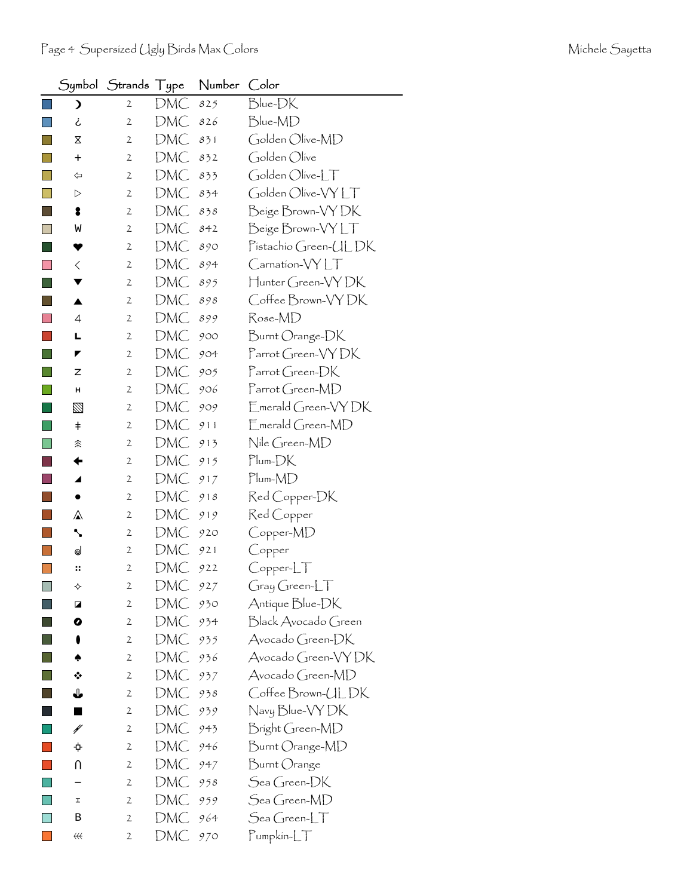| Symbol | Strands | Type | Number | Color |
|---|---|---|---|---|
| ☽ | 2 | DMC | 825 | Blue-DK |
| ¿ | 2 | DMC | 826 | Blue-MD |
| ⧖ | 2 | DMC | 831 | Golden Olive-MD |
| + | 2 | DMC | 832 | Golden Olive |
| ⇦ | 2 | DMC | 833 | Golden Olive-LT |
| ▷ | 2 | DMC | 834 | Golden Olive-VY LT |
| ⠇ | 2 | DMC | 838 | Beige Brown-VY DK |
| W | 2 | DMC | 842 | Beige Brown-VY LT |
| ♥ | 2 | DMC | 890 | Pistachio Green-UL DK |
| < | 2 | DMC | 894 | Carnation-VY LT |
| ▼ | 2 | DMC | 895 | Hunter Green-VY DK |
| ▲ | 2 | DMC | 898 | Coffee Brown-VY DK |
| 4 | 2 | DMC | 899 | Rose-MD |
| L | 2 | DMC | 900 | Burnt Orange-DK |
| ◤ | 2 | DMC | 904 | Parrot Green-VY DK |
| Z | 2 | DMC | 905 | Parrot Green-DK |
| H | 2 | DMC | 906 | Parrot Green-MD |
| ▧ | 2 | DMC | 909 | Emerald Green-VY DK |
| ‡ | 2 | DMC | 911 | Emerald Green-MD |
| ⩯ | 2 | DMC | 913 | Nile Green-MD |
| 🡸 | 2 | DMC | 915 | Plum-DK |
| ◢ | 2 | DMC | 917 | Plum-MD |
| ● | 2 | DMC | 918 | Red Copper-DK |
| ⟁ | 2 | DMC | 919 | Red Copper |
| ⤡ | 2 | DMC | 920 | Copper-MD |
| ௐ | 2 | DMC | 921 | Copper |
| ∷ | 2 | DMC | 922 | Copper-LT |
| ✧ | 2 | DMC | 927 | Gray Green-LT |
| ◪ | 2 | DMC | 930 | Antique Blue-DK |
| ⊘ | 2 | DMC | 934 | Black Avocado Green |
| ⬮ | 2 | DMC | 935 | Avocado Green-DK |
| ♠ | 2 | DMC | 936 | Avocado Green-VY DK |
| ❖ | 2 | DMC | 937 | Avocado Green-MD |
| ⚓ | 2 | DMC | 938 | Coffee Brown-UL DK |
| ■ | 2 | DMC | 939 | Navy Blue-VY DK |
| ⫽ | 2 | DMC | 943 | Bright Green-MD |
| ⯐ | 2 | DMC | 946 | Burnt Orange-MD |
| ∩ | 2 | DMC | 947 | Burnt Orange |
| − | 2 | DMC | 958 | Sea Green-DK |
| ⌶ | 2 | DMC | 959 | Sea Green-MD |
| B | 2 | DMC | 964 | Sea Green-LT |
| ⋘ | 2 | DMC | 970 | Pumpkin-LT |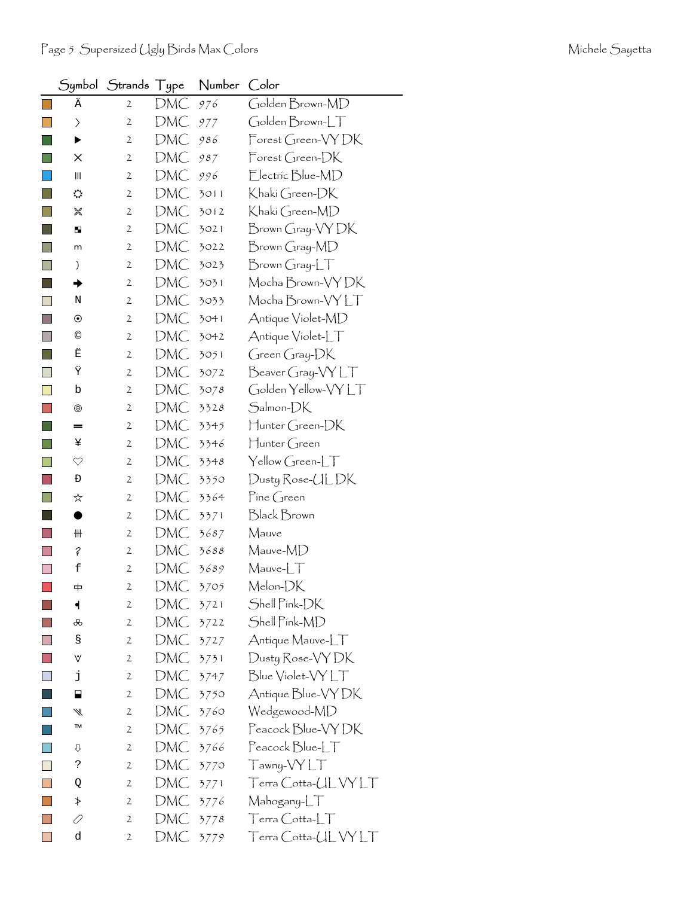| Symbol | Strands | Type | Number | Color |
|---|---|---|---|---|
| Ä | 2 | DMC | 976 | Golden Brown-MD |
| › | 2 | DMC | 977 | Golden Brown-LT |
| ▶ | 2 | DMC | 986 | Forest Green-VY DK |
| × | 2 | DMC | 987 | Forest Green-DK |
| ||| | 2 | DMC | 996 | Electric Blue-MD |
| ☼ | 2 | DMC | 3011 | Khaki Green-DK |
| ⌘ | 2 | DMC | 3012 | Khaki Green-MD |
| ◘ | 2 | DMC | 3021 | Brown Gray-VY DK |
| m | 2 | DMC | 3022 | Brown Gray-MD |
| ) | 2 | DMC | 3023 | Brown Gray-LT |
| ➜ | 2 | DMC | 3031 | Mocha Brown-VY DK |
| N | 2 | DMC | 3033 | Mocha Brown-VY LT |
| ⦿ | 2 | DMC | 3041 | Antique Violet-MD |
| © | 2 | DMC | 3042 | Antique Violet-LT |
| Ë | 2 | DMC | 3051 | Green Gray-DK |
| Ÿ | 2 | DMC | 3072 | Beaver Gray-VY LT |
| b | 2 | DMC | 3078 | Golden Yellow-VY LT |
| ◎ | 2 | DMC | 3328 | Salmon-DK |
| ═ | 2 | DMC | 3345 | Hunter Green-DK |
| ¥ | 2 | DMC | 3346 | Hunter Green |
| ♡ | 2 | DMC | 3348 | Yellow Green-LT |
| Đ | 2 | DMC | 3350 | Dusty Rose-UL DK |
| ☆ | 2 | DMC | 3364 | Pine Green |
| ● | 2 | DMC | 3371 | Black Brown |
| ⧻ | 2 | DMC | 3687 | Mauve |
| ? | 2 | DMC | 3688 | Mauve-MD |
| f | 2 | DMC | 3689 | Mauve-LT |
| 中 | 2 | DMC | 3705 | Melon-DK |
| ◂ | 2 | DMC | 3721 | Shell Pink-DK |
| ⚘ | 2 | DMC | 3722 | Shell Pink-MD |
| § | 2 | DMC | 3727 | Antique Mauve-LT |
| ∀ | 2 | DMC | 3731 | Dusty Rose-VY DK |
| j | 2 | DMC | 3747 | Blue Violet-VY LT |
| ⬓ | 2 | DMC | 3750 | Antique Blue-VY DK |
| ⫷ | 2 | DMC | 3760 | Wedgewood-MD |
| ™ | 2 | DMC | 3765 | Peacock Blue-VY DK |
| ⇩ | 2 | DMC | 3766 | Peacock Blue-LT |
| ? | 2 | DMC | 3770 | Tawny-VY LT |
| Q | 2 | DMC | 3771 | Terra Cotta-UL VY LT |
| ⊁ | 2 | DMC | 3776 | Mahogany-LT |
| ⊘ | 2 | DMC | 3778 | Terra Cotta-LT |
| d | 2 | DMC | 3779 | Terra Cotta-UL VY LT |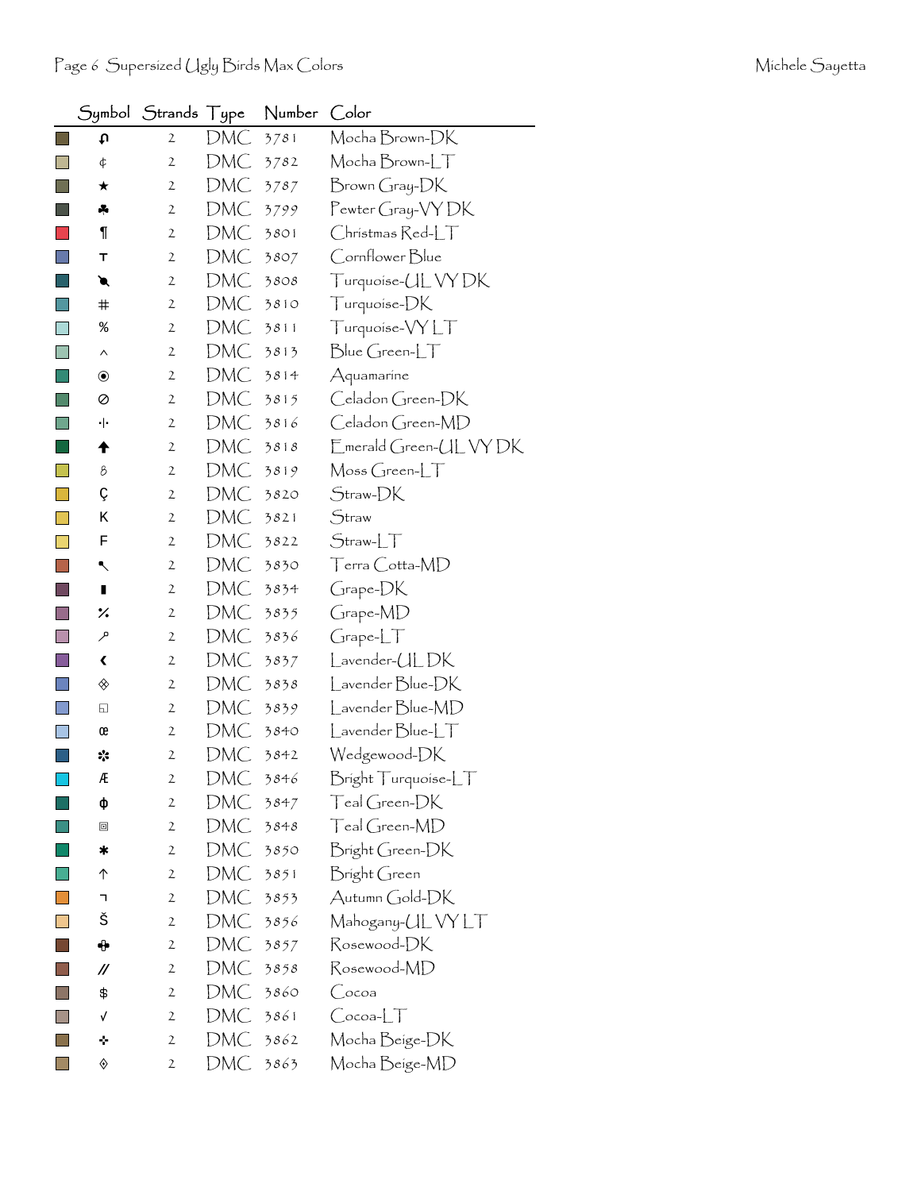| Symbol | Strands | Type | Number | Color |
|---|---|---|---|---|
| ♫ | 2 | DMC | 3781 | Mocha Brown-DK |
| ¢ | 2 | DMC | 3782 | Mocha Brown-LT |
| ★ | 2 | DMC | 3787 | Brown Gray-DK |
| ♣ | 2 | DMC | 3799 | Pewter Gray-VY DK |
| ¶ | 2 | DMC | 3801 | Christmas Red-LT |
| T | 2 | DMC | 3807 | Cornflower Blue |
| ◥ | 2 | DMC | 3808 | Turquoise-UL VY DK |
| # | 2 | DMC | 3810 | Turquoise-DK |
| % | 2 | DMC | 3811 | Turquoise-VY LT |
| ^ | 2 | DMC | 3813 | Blue Green-LT |
| ◉ | 2 | DMC | 3814 | Aquamarine |
| ⊘ | 2 | DMC | 3815 | Celadon Green-DK |
| ·|· | 2 | DMC | 3816 | Celadon Green-MD |
| 🡅 | 2 | DMC | 3818 | Emerald Green-UL VY DK |
| ȣ | 2 | DMC | 3819 | Moss Green-LT |
| Ç | 2 | DMC | 3820 | Straw-DK |
| K | 2 | DMC | 3821 | Straw |
| F | 2 | DMC | 3822 | Straw-LT |
| ↖ | 2 | DMC | 3830 | Terra Cotta-MD |
| ▮ | 2 | DMC | 3834 | Grape-DK |
| ⁒ | 2 | DMC | 3835 | Grape-MD |
| ⚲ | 2 | DMC | 3836 | Grape-LT |
| ❮ | 2 | DMC | 3837 | Lavender-UL DK |
| ◈ | 2 | DMC | 3838 | Lavender Blue-DK |
| ◱ | 2 | DMC | 3839 | Lavender Blue-MD |
| œ | 2 | DMC | 3840 | Lavender Blue-LT |
| ✾ | 2 | DMC | 3842 | Wedgewood-DK |
| Æ | 2 | DMC | 3846 | Bright Turquoise-LT |
| ɸ | 2 | DMC | 3847 | Teal Green-DK |
| ▣ | 2 | DMC | 3848 | Teal Green-MD |
| ✱ | 2 | DMC | 3850 | Bright Green-DK |
| ↑ | 2 | DMC | 3851 | Bright Green |
| ¬ | 2 | DMC | 3853 | Autumn Gold-DK |
| Š | 2 | DMC | 3856 | Mahogany-UL VY LT |
| ✥ | 2 | DMC | 3857 | Rosewood-DK |
| // | 2 | DMC | 3858 | Rosewood-MD |
| $ | 2 | DMC | 3860 | Cocoa |
| √ | 2 | DMC | 3861 | Cocoa-LT |
| ✣ | 2 | DMC | 3862 | Mocha Beige-DK |
| ◊ | 2 | DMC | 3863 | Mocha Beige-MD |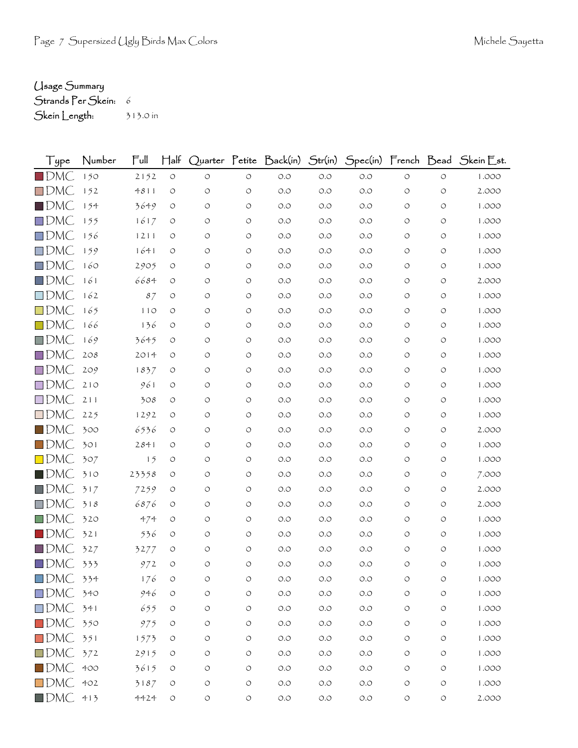Usage Summary

Strands Per Skein: 6

Skein Length: 313.0 in

| Type | Number | Full | Half | Quarter | Petite | Back(in) | Str(in) | Spec(in) | French | Bead | Skein Est. |
|---|---|---|---|---|---|---|---|---|---|---|---|
| DMC | 150 | 2152 | 0 | 0 | 0 | 0.0 | 0.0 | 0.0 | 0 | 0 | 1.000 |
| DMC | 152 | 4811 | 0 | 0 | 0 | 0.0 | 0.0 | 0.0 | 0 | 0 | 2.000 |
| DMC | 154 | 3649 | 0 | 0 | 0 | 0.0 | 0.0 | 0.0 | 0 | 0 | 1.000 |
| DMC | 155 | 1617 | 0 | 0 | 0 | 0.0 | 0.0 | 0.0 | 0 | 0 | 1.000 |
| DMC | 156 | 1211 | 0 | 0 | 0 | 0.0 | 0.0 | 0.0 | 0 | 0 | 1.000 |
| DMC | 159 | 1641 | 0 | 0 | 0 | 0.0 | 0.0 | 0.0 | 0 | 0 | 1.000 |
| DMC | 160 | 2905 | 0 | 0 | 0 | 0.0 | 0.0 | 0.0 | 0 | 0 | 1.000 |
| DMC | 161 | 6684 | 0 | 0 | 0 | 0.0 | 0.0 | 0.0 | 0 | 0 | 2.000 |
| DMC | 162 | 87 | 0 | 0 | 0 | 0.0 | 0.0 | 0.0 | 0 | 0 | 1.000 |
| DMC | 165 | 110 | 0 | 0 | 0 | 0.0 | 0.0 | 0.0 | 0 | 0 | 1.000 |
| DMC | 166 | 136 | 0 | 0 | 0 | 0.0 | 0.0 | 0.0 | 0 | 0 | 1.000 |
| DMC | 169 | 3645 | 0 | 0 | 0 | 0.0 | 0.0 | 0.0 | 0 | 0 | 1.000 |
| DMC | 208 | 2014 | 0 | 0 | 0 | 0.0 | 0.0 | 0.0 | 0 | 0 | 1.000 |
| DMC | 209 | 1837 | 0 | 0 | 0 | 0.0 | 0.0 | 0.0 | 0 | 0 | 1.000 |
| DMC | 210 | 961 | 0 | 0 | 0 | 0.0 | 0.0 | 0.0 | 0 | 0 | 1.000 |
| DMC | 211 | 308 | 0 | 0 | 0 | 0.0 | 0.0 | 0.0 | 0 | 0 | 1.000 |
| DMC | 225 | 1292 | 0 | 0 | 0 | 0.0 | 0.0 | 0.0 | 0 | 0 | 1.000 |
| DMC | 300 | 6536 | 0 | 0 | 0 | 0.0 | 0.0 | 0.0 | 0 | 0 | 2.000 |
| DMC | 301 | 2841 | 0 | 0 | 0 | 0.0 | 0.0 | 0.0 | 0 | 0 | 1.000 |
| DMC | 307 | 15 | 0 | 0 | 0 | 0.0 | 0.0 | 0.0 | 0 | 0 | 1.000 |
| DMC | 310 | 23358 | 0 | 0 | 0 | 0.0 | 0.0 | 0.0 | 0 | 0 | 7.000 |
| DMC | 317 | 7259 | 0 | 0 | 0 | 0.0 | 0.0 | 0.0 | 0 | 0 | 2.000 |
| DMC | 318 | 6876 | 0 | 0 | 0 | 0.0 | 0.0 | 0.0 | 0 | 0 | 2.000 |
| DMC | 320 | 474 | 0 | 0 | 0 | 0.0 | 0.0 | 0.0 | 0 | 0 | 1.000 |
| DMC | 321 | 536 | 0 | 0 | 0 | 0.0 | 0.0 | 0.0 | 0 | 0 | 1.000 |
| DMC | 327 | 3277 | 0 | 0 | 0 | 0.0 | 0.0 | 0.0 | 0 | 0 | 1.000 |
| DMC | 333 | 972 | 0 | 0 | 0 | 0.0 | 0.0 | 0.0 | 0 | 0 | 1.000 |
| DMC | 334 | 176 | 0 | 0 | 0 | 0.0 | 0.0 | 0.0 | 0 | 0 | 1.000 |
| DMC | 340 | 946 | 0 | 0 | 0 | 0.0 | 0.0 | 0.0 | 0 | 0 | 1.000 |
| DMC | 341 | 655 | 0 | 0 | 0 | 0.0 | 0.0 | 0.0 | 0 | 0 | 1.000 |
| DMC | 350 | 975 | 0 | 0 | 0 | 0.0 | 0.0 | 0.0 | 0 | 0 | 1.000 |
| DMC | 351 | 1573 | 0 | 0 | 0 | 0.0 | 0.0 | 0.0 | 0 | 0 | 1.000 |
| DMC | 372 | 2915 | 0 | 0 | 0 | 0.0 | 0.0 | 0.0 | 0 | 0 | 1.000 |
| DMC | 400 | 3615 | 0 | 0 | 0 | 0.0 | 0.0 | 0.0 | 0 | 0 | 1.000 |
| DMC | 402 | 3187 | 0 | 0 | 0 | 0.0 | 0.0 | 0.0 | 0 | 0 | 1.000 |
| DMC | 413 | 4424 | 0 | 0 | 0 | 0.0 | 0.0 | 0.0 | 0 | 0 | 2.000 |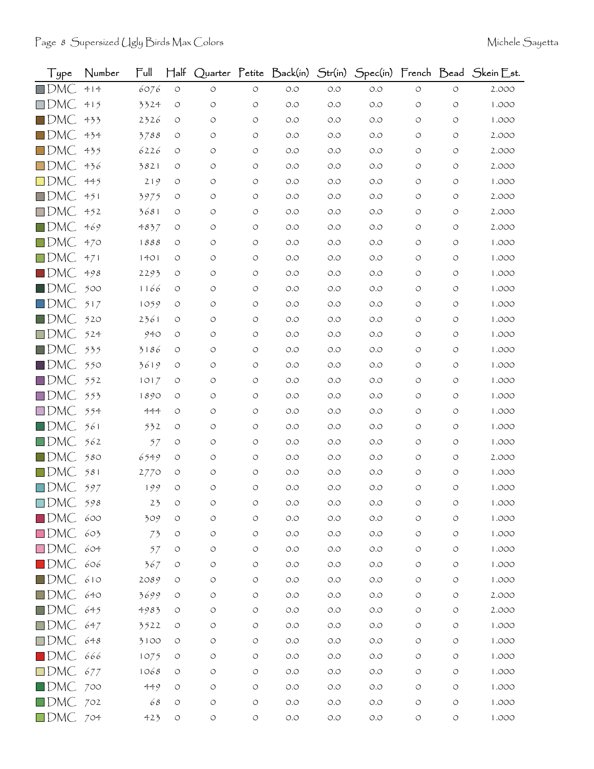| Type | Number | Full | Half | Quarter | Petite | Back(in) | Str(in) | Spec(in) | French | Bead | Skein Est. |
|---|---|---|---|---|---|---|---|---|---|---|---|
| DMC | 414 | 6076 | 0 | 0 | 0 | 0.0 | 0.0 | 0.0 | 0 | 0 | 2.000 |
| DMC | 415 | 3324 | 0 | 0 | 0 | 0.0 | 0.0 | 0.0 | 0 | 0 | 1.000 |
| DMC | 433 | 2326 | 0 | 0 | 0 | 0.0 | 0.0 | 0.0 | 0 | 0 | 1.000 |
| DMC | 434 | 3788 | 0 | 0 | 0 | 0.0 | 0.0 | 0.0 | 0 | 0 | 2.000 |
| DMC | 435 | 6226 | 0 | 0 | 0 | 0.0 | 0.0 | 0.0 | 0 | 0 | 2.000 |
| DMC | 436 | 3821 | 0 | 0 | 0 | 0.0 | 0.0 | 0.0 | 0 | 0 | 2.000 |
| DMC | 445 | 219 | 0 | 0 | 0 | 0.0 | 0.0 | 0.0 | 0 | 0 | 1.000 |
| DMC | 451 | 3975 | 0 | 0 | 0 | 0.0 | 0.0 | 0.0 | 0 | 0 | 2.000 |
| DMC | 452 | 3681 | 0 | 0 | 0 | 0.0 | 0.0 | 0.0 | 0 | 0 | 2.000 |
| DMC | 469 | 4837 | 0 | 0 | 0 | 0.0 | 0.0 | 0.0 | 0 | 0 | 2.000 |
| DMC | 470 | 1888 | 0 | 0 | 0 | 0.0 | 0.0 | 0.0 | 0 | 0 | 1.000 |
| DMC | 471 | 1401 | 0 | 0 | 0 | 0.0 | 0.0 | 0.0 | 0 | 0 | 1.000 |
| DMC | 498 | 2293 | 0 | 0 | 0 | 0.0 | 0.0 | 0.0 | 0 | 0 | 1.000 |
| DMC | 500 | 1166 | 0 | 0 | 0 | 0.0 | 0.0 | 0.0 | 0 | 0 | 1.000 |
| DMC | 517 | 1059 | 0 | 0 | 0 | 0.0 | 0.0 | 0.0 | 0 | 0 | 1.000 |
| DMC | 520 | 2361 | 0 | 0 | 0 | 0.0 | 0.0 | 0.0 | 0 | 0 | 1.000 |
| DMC | 524 | 940 | 0 | 0 | 0 | 0.0 | 0.0 | 0.0 | 0 | 0 | 1.000 |
| DMC | 535 | 3186 | 0 | 0 | 0 | 0.0 | 0.0 | 0.0 | 0 | 0 | 1.000 |
| DMC | 550 | 3619 | 0 | 0 | 0 | 0.0 | 0.0 | 0.0 | 0 | 0 | 1.000 |
| DMC | 552 | 1017 | 0 | 0 | 0 | 0.0 | 0.0 | 0.0 | 0 | 0 | 1.000 |
| DMC | 553 | 1890 | 0 | 0 | 0 | 0.0 | 0.0 | 0.0 | 0 | 0 | 1.000 |
| DMC | 554 | 444 | 0 | 0 | 0 | 0.0 | 0.0 | 0.0 | 0 | 0 | 1.000 |
| DMC | 561 | 532 | 0 | 0 | 0 | 0.0 | 0.0 | 0.0 | 0 | 0 | 1.000 |
| DMC | 562 | 57 | 0 | 0 | 0 | 0.0 | 0.0 | 0.0 | 0 | 0 | 1.000 |
| DMC | 580 | 6549 | 0 | 0 | 0 | 0.0 | 0.0 | 0.0 | 0 | 0 | 2.000 |
| DMC | 581 | 2770 | 0 | 0 | 0 | 0.0 | 0.0 | 0.0 | 0 | 0 | 1.000 |
| DMC | 597 | 199 | 0 | 0 | 0 | 0.0 | 0.0 | 0.0 | 0 | 0 | 1.000 |
| DMC | 598 | 23 | 0 | 0 | 0 | 0.0 | 0.0 | 0.0 | 0 | 0 | 1.000 |
| DMC | 600 | 309 | 0 | 0 | 0 | 0.0 | 0.0 | 0.0 | 0 | 0 | 1.000 |
| DMC | 603 | 73 | 0 | 0 | 0 | 0.0 | 0.0 | 0.0 | 0 | 0 | 1.000 |
| DMC | 604 | 57 | 0 | 0 | 0 | 0.0 | 0.0 | 0.0 | 0 | 0 | 1.000 |
| DMC | 606 | 367 | 0 | 0 | 0 | 0.0 | 0.0 | 0.0 | 0 | 0 | 1.000 |
| DMC | 610 | 2089 | 0 | 0 | 0 | 0.0 | 0.0 | 0.0 | 0 | 0 | 1.000 |
| DMC | 640 | 3699 | 0 | 0 | 0 | 0.0 | 0.0 | 0.0 | 0 | 0 | 2.000 |
| DMC | 645 | 4983 | 0 | 0 | 0 | 0.0 | 0.0 | 0.0 | 0 | 0 | 2.000 |
| DMC | 647 | 3522 | 0 | 0 | 0 | 0.0 | 0.0 | 0.0 | 0 | 0 | 1.000 |
| DMC | 648 | 3100 | 0 | 0 | 0 | 0.0 | 0.0 | 0.0 | 0 | 0 | 1.000 |
| DMC | 666 | 1075 | 0 | 0 | 0 | 0.0 | 0.0 | 0.0 | 0 | 0 | 1.000 |
| DMC | 677 | 1068 | 0 | 0 | 0 | 0.0 | 0.0 | 0.0 | 0 | 0 | 1.000 |
| DMC | 700 | 449 | 0 | 0 | 0 | 0.0 | 0.0 | 0.0 | 0 | 0 | 1.000 |
| DMC | 702 | 68 | 0 | 0 | 0 | 0.0 | 0.0 | 0.0 | 0 | 0 | 1.000 |
| DMC | 704 | 423 | 0 | 0 | 0 | 0.0 | 0.0 | 0.0 | 0 | 0 | 1.000 |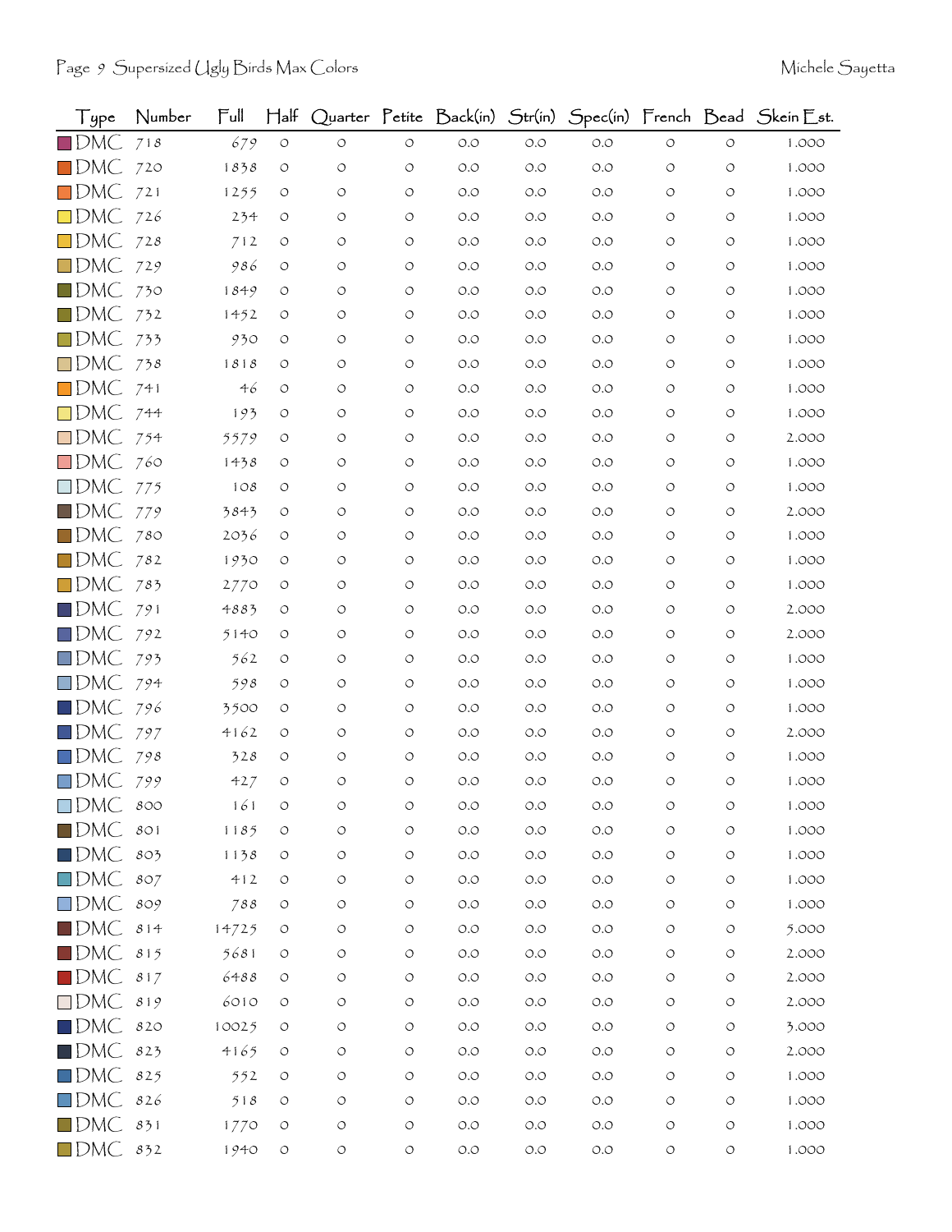| Type | Number | Full | Half | Quarter | Petite | Back(in) | Str(in) | Spec(in) | French | Bead | Skein Est. |
|---|---|---|---|---|---|---|---|---|---|---|---|
| DMC | 718 | 679 | 0 | 0 | 0 | 0.0 | 0.0 | 0.0 | 0 | 0 | 1.000 |
| DMC | 720 | 1838 | 0 | 0 | 0 | 0.0 | 0.0 | 0.0 | 0 | 0 | 1.000 |
| DMC | 721 | 1255 | 0 | 0 | 0 | 0.0 | 0.0 | 0.0 | 0 | 0 | 1.000 |
| DMC | 726 | 234 | 0 | 0 | 0 | 0.0 | 0.0 | 0.0 | 0 | 0 | 1.000 |
| DMC | 728 | 712 | 0 | 0 | 0 | 0.0 | 0.0 | 0.0 | 0 | 0 | 1.000 |
| DMC | 729 | 986 | 0 | 0 | 0 | 0.0 | 0.0 | 0.0 | 0 | 0 | 1.000 |
| DMC | 730 | 1849 | 0 | 0 | 0 | 0.0 | 0.0 | 0.0 | 0 | 0 | 1.000 |
| DMC | 732 | 1452 | 0 | 0 | 0 | 0.0 | 0.0 | 0.0 | 0 | 0 | 1.000 |
| DMC | 733 | 930 | 0 | 0 | 0 | 0.0 | 0.0 | 0.0 | 0 | 0 | 1.000 |
| DMC | 738 | 1818 | 0 | 0 | 0 | 0.0 | 0.0 | 0.0 | 0 | 0 | 1.000 |
| DMC | 741 | 46 | 0 | 0 | 0 | 0.0 | 0.0 | 0.0 | 0 | 0 | 1.000 |
| DMC | 744 | 193 | 0 | 0 | 0 | 0.0 | 0.0 | 0.0 | 0 | 0 | 1.000 |
| DMC | 754 | 5579 | 0 | 0 | 0 | 0.0 | 0.0 | 0.0 | 0 | 0 | 2.000 |
| DMC | 760 | 1438 | 0 | 0 | 0 | 0.0 | 0.0 | 0.0 | 0 | 0 | 1.000 |
| DMC | 775 | 108 | 0 | 0 | 0 | 0.0 | 0.0 | 0.0 | 0 | 0 | 1.000 |
| DMC | 779 | 3843 | 0 | 0 | 0 | 0.0 | 0.0 | 0.0 | 0 | 0 | 2.000 |
| DMC | 780 | 2036 | 0 | 0 | 0 | 0.0 | 0.0 | 0.0 | 0 | 0 | 1.000 |
| DMC | 782 | 1930 | 0 | 0 | 0 | 0.0 | 0.0 | 0.0 | 0 | 0 | 1.000 |
| DMC | 783 | 2770 | 0 | 0 | 0 | 0.0 | 0.0 | 0.0 | 0 | 0 | 1.000 |
| DMC | 791 | 4883 | 0 | 0 | 0 | 0.0 | 0.0 | 0.0 | 0 | 0 | 2.000 |
| DMC | 792 | 5140 | 0 | 0 | 0 | 0.0 | 0.0 | 0.0 | 0 | 0 | 2.000 |
| DMC | 793 | 562 | 0 | 0 | 0 | 0.0 | 0.0 | 0.0 | 0 | 0 | 1.000 |
| DMC | 794 | 598 | 0 | 0 | 0 | 0.0 | 0.0 | 0.0 | 0 | 0 | 1.000 |
| DMC | 796 | 3500 | 0 | 0 | 0 | 0.0 | 0.0 | 0.0 | 0 | 0 | 1.000 |
| DMC | 797 | 4162 | 0 | 0 | 0 | 0.0 | 0.0 | 0.0 | 0 | 0 | 2.000 |
| DMC | 798 | 328 | 0 | 0 | 0 | 0.0 | 0.0 | 0.0 | 0 | 0 | 1.000 |
| DMC | 799 | 427 | 0 | 0 | 0 | 0.0 | 0.0 | 0.0 | 0 | 0 | 1.000 |
| DMC | 800 | 161 | 0 | 0 | 0 | 0.0 | 0.0 | 0.0 | 0 | 0 | 1.000 |
| DMC | 801 | 1185 | 0 | 0 | 0 | 0.0 | 0.0 | 0.0 | 0 | 0 | 1.000 |
| DMC | 803 | 1138 | 0 | 0 | 0 | 0.0 | 0.0 | 0.0 | 0 | 0 | 1.000 |
| DMC | 807 | 412 | 0 | 0 | 0 | 0.0 | 0.0 | 0.0 | 0 | 0 | 1.000 |
| DMC | 809 | 788 | 0 | 0 | 0 | 0.0 | 0.0 | 0.0 | 0 | 0 | 1.000 |
| DMC | 814 | 14725 | 0 | 0 | 0 | 0.0 | 0.0 | 0.0 | 0 | 0 | 5.000 |
| DMC | 815 | 5681 | 0 | 0 | 0 | 0.0 | 0.0 | 0.0 | 0 | 0 | 2.000 |
| DMC | 817 | 6488 | 0 | 0 | 0 | 0.0 | 0.0 | 0.0 | 0 | 0 | 2.000 |
| DMC | 819 | 6010 | 0 | 0 | 0 | 0.0 | 0.0 | 0.0 | 0 | 0 | 2.000 |
| DMC | 820 | 10025 | 0 | 0 | 0 | 0.0 | 0.0 | 0.0 | 0 | 0 | 3.000 |
| DMC | 823 | 4165 | 0 | 0 | 0 | 0.0 | 0.0 | 0.0 | 0 | 0 | 2.000 |
| DMC | 825 | 552 | 0 | 0 | 0 | 0.0 | 0.0 | 0.0 | 0 | 0 | 1.000 |
| DMC | 826 | 518 | 0 | 0 | 0 | 0.0 | 0.0 | 0.0 | 0 | 0 | 1.000 |
| DMC | 831 | 1770 | 0 | 0 | 0 | 0.0 | 0.0 | 0.0 | 0 | 0 | 1.000 |
| DMC | 832 | 1940 | 0 | 0 | 0 | 0.0 | 0.0 | 0.0 | 0 | 0 | 1.000 |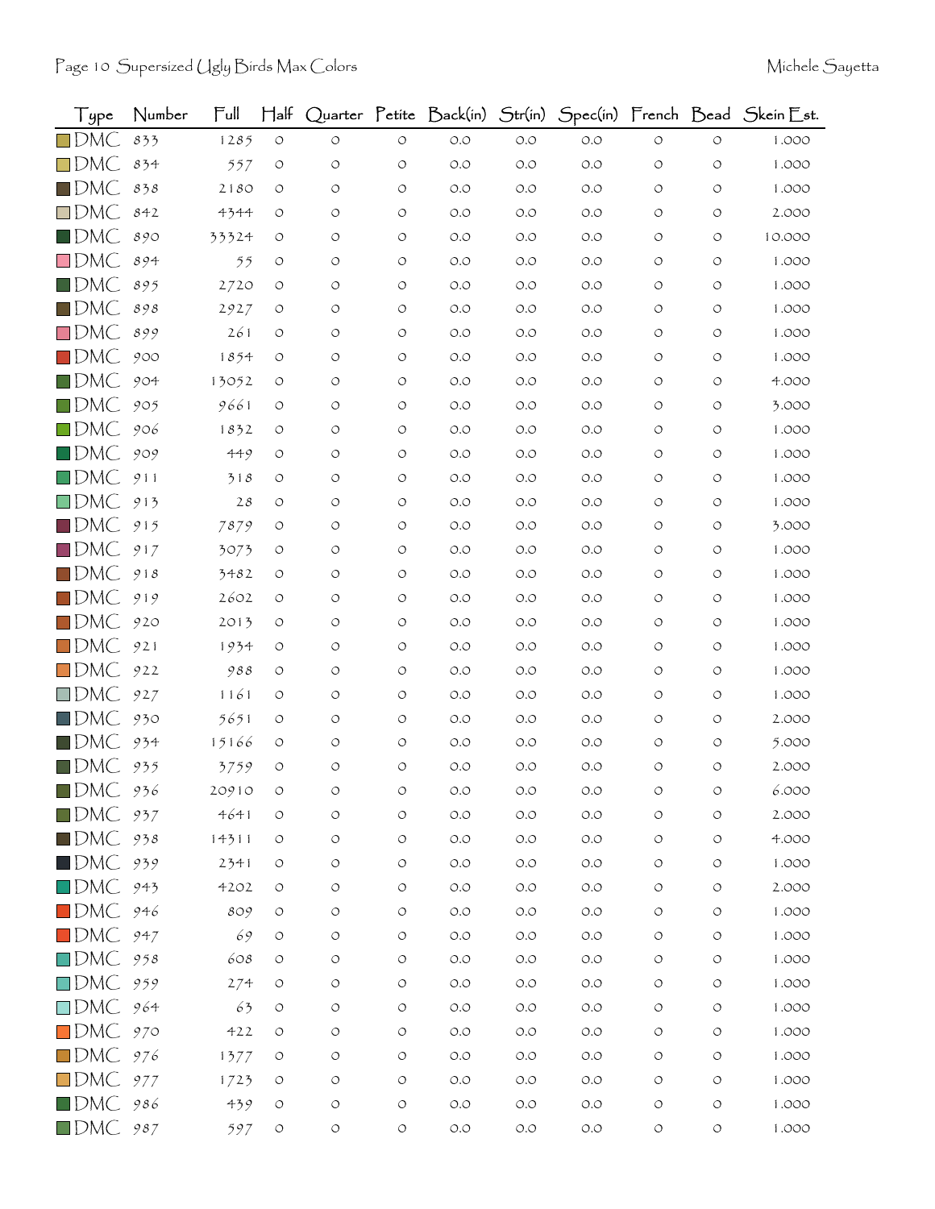| Type | Number | Full | Half | Quarter | Petite | Back(in) | Str(in) | Spec(in) | French | Bead | Skein Est. |
|---|---|---|---|---|---|---|---|---|---|---|---|
| DMC | 833 | 1285 | 0 | 0 | 0 | 0.0 | 0.0 | 0.0 | 0 | 0 | 1.000 |
| DMC | 834 | 557 | 0 | 0 | 0 | 0.0 | 0.0 | 0.0 | 0 | 0 | 1.000 |
| DMC | 838 | 2180 | 0 | 0 | 0 | 0.0 | 0.0 | 0.0 | 0 | 0 | 1.000 |
| DMC | 842 | 4344 | 0 | 0 | 0 | 0.0 | 0.0 | 0.0 | 0 | 0 | 2.000 |
| DMC | 890 | 33324 | 0 | 0 | 0 | 0.0 | 0.0 | 0.0 | 0 | 0 | 10.000 |
| DMC | 894 | 55 | 0 | 0 | 0 | 0.0 | 0.0 | 0.0 | 0 | 0 | 1.000 |
| DMC | 895 | 2720 | 0 | 0 | 0 | 0.0 | 0.0 | 0.0 | 0 | 0 | 1.000 |
| DMC | 898 | 2927 | 0 | 0 | 0 | 0.0 | 0.0 | 0.0 | 0 | 0 | 1.000 |
| DMC | 899 | 261 | 0 | 0 | 0 | 0.0 | 0.0 | 0.0 | 0 | 0 | 1.000 |
| DMC | 900 | 1854 | 0 | 0 | 0 | 0.0 | 0.0 | 0.0 | 0 | 0 | 1.000 |
| DMC | 904 | 13052 | 0 | 0 | 0 | 0.0 | 0.0 | 0.0 | 0 | 0 | 4.000 |
| DMC | 905 | 9661 | 0 | 0 | 0 | 0.0 | 0.0 | 0.0 | 0 | 0 | 3.000 |
| DMC | 906 | 1832 | 0 | 0 | 0 | 0.0 | 0.0 | 0.0 | 0 | 0 | 1.000 |
| DMC | 909 | 449 | 0 | 0 | 0 | 0.0 | 0.0 | 0.0 | 0 | 0 | 1.000 |
| DMC | 911 | 318 | 0 | 0 | 0 | 0.0 | 0.0 | 0.0 | 0 | 0 | 1.000 |
| DMC | 913 | 28 | 0 | 0 | 0 | 0.0 | 0.0 | 0.0 | 0 | 0 | 1.000 |
| DMC | 915 | 7879 | 0 | 0 | 0 | 0.0 | 0.0 | 0.0 | 0 | 0 | 3.000 |
| DMC | 917 | 3073 | 0 | 0 | 0 | 0.0 | 0.0 | 0.0 | 0 | 0 | 1.000 |
| DMC | 918 | 3482 | 0 | 0 | 0 | 0.0 | 0.0 | 0.0 | 0 | 0 | 1.000 |
| DMC | 919 | 2602 | 0 | 0 | 0 | 0.0 | 0.0 | 0.0 | 0 | 0 | 1.000 |
| DMC | 920 | 2013 | 0 | 0 | 0 | 0.0 | 0.0 | 0.0 | 0 | 0 | 1.000 |
| DMC | 921 | 1934 | 0 | 0 | 0 | 0.0 | 0.0 | 0.0 | 0 | 0 | 1.000 |
| DMC | 922 | 988 | 0 | 0 | 0 | 0.0 | 0.0 | 0.0 | 0 | 0 | 1.000 |
| DMC | 927 | 1161 | 0 | 0 | 0 | 0.0 | 0.0 | 0.0 | 0 | 0 | 1.000 |
| DMC | 930 | 5651 | 0 | 0 | 0 | 0.0 | 0.0 | 0.0 | 0 | 0 | 2.000 |
| DMC | 934 | 15166 | 0 | 0 | 0 | 0.0 | 0.0 | 0.0 | 0 | 0 | 5.000 |
| DMC | 935 | 3759 | 0 | 0 | 0 | 0.0 | 0.0 | 0.0 | 0 | 0 | 2.000 |
| DMC | 936 | 20910 | 0 | 0 | 0 | 0.0 | 0.0 | 0.0 | 0 | 0 | 6.000 |
| DMC | 937 | 4641 | 0 | 0 | 0 | 0.0 | 0.0 | 0.0 | 0 | 0 | 2.000 |
| DMC | 938 | 14311 | 0 | 0 | 0 | 0.0 | 0.0 | 0.0 | 0 | 0 | 4.000 |
| DMC | 939 | 2341 | 0 | 0 | 0 | 0.0 | 0.0 | 0.0 | 0 | 0 | 1.000 |
| DMC | 943 | 4202 | 0 | 0 | 0 | 0.0 | 0.0 | 0.0 | 0 | 0 | 2.000 |
| DMC | 946 | 809 | 0 | 0 | 0 | 0.0 | 0.0 | 0.0 | 0 | 0 | 1.000 |
| DMC | 947 | 69 | 0 | 0 | 0 | 0.0 | 0.0 | 0.0 | 0 | 0 | 1.000 |
| DMC | 958 | 608 | 0 | 0 | 0 | 0.0 | 0.0 | 0.0 | 0 | 0 | 1.000 |
| DMC | 959 | 274 | 0 | 0 | 0 | 0.0 | 0.0 | 0.0 | 0 | 0 | 1.000 |
| DMC | 964 | 63 | 0 | 0 | 0 | 0.0 | 0.0 | 0.0 | 0 | 0 | 1.000 |
| DMC | 970 | 422 | 0 | 0 | 0 | 0.0 | 0.0 | 0.0 | 0 | 0 | 1.000 |
| DMC | 976 | 1377 | 0 | 0 | 0 | 0.0 | 0.0 | 0.0 | 0 | 0 | 1.000 |
| DMC | 977 | 1723 | 0 | 0 | 0 | 0.0 | 0.0 | 0.0 | 0 | 0 | 1.000 |
| DMC | 986 | 439 | 0 | 0 | 0 | 0.0 | 0.0 | 0.0 | 0 | 0 | 1.000 |
| DMC | 987 | 597 | 0 | 0 | 0 | 0.0 | 0.0 | 0.0 | 0 | 0 | 1.000 |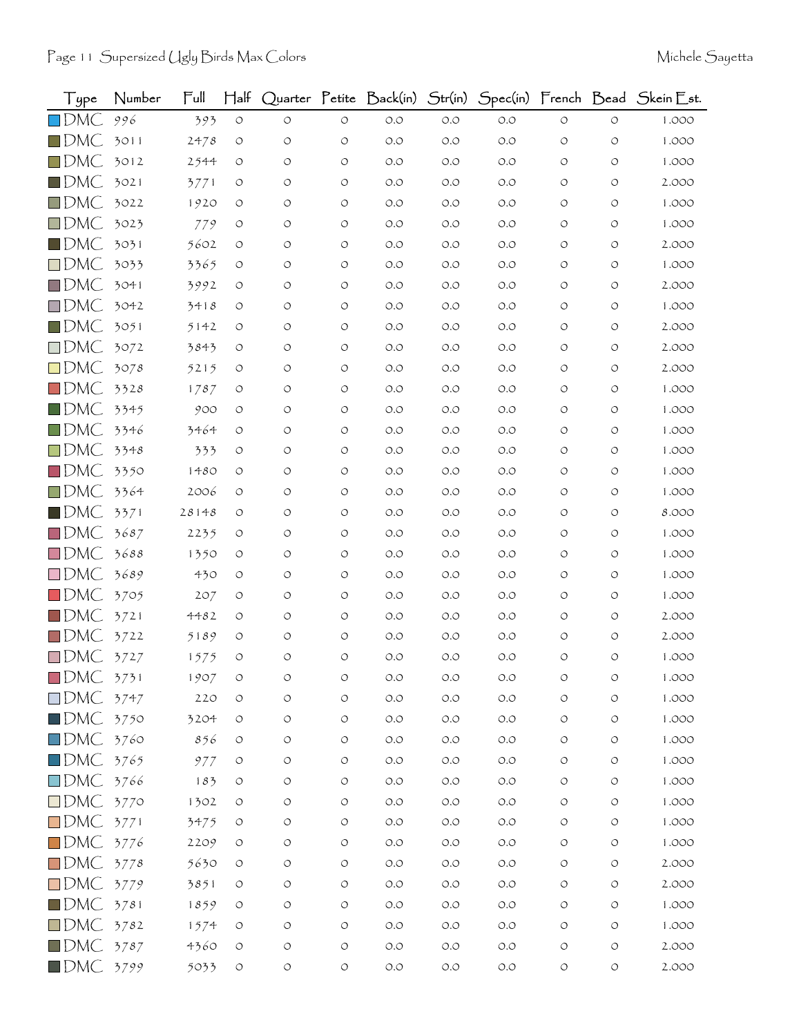| Type | Number | Full | Half | Quarter | Petite | Back(in) | Str(in) | Spec(in) | French | Bead | Skein Est. |
|---|---|---|---|---|---|---|---|---|---|---|---|
| DMC | 996 | 393 | 0 | 0 | 0 | 0.0 | 0.0 | 0.0 | 0 | 0 | 1.000 |
| DMC | 3011 | 2478 | 0 | 0 | 0 | 0.0 | 0.0 | 0.0 | 0 | 0 | 1.000 |
| DMC | 3012 | 2544 | 0 | 0 | 0 | 0.0 | 0.0 | 0.0 | 0 | 0 | 1.000 |
| DMC | 3021 | 3771 | 0 | 0 | 0 | 0.0 | 0.0 | 0.0 | 0 | 0 | 2.000 |
| DMC | 3022 | 1920 | 0 | 0 | 0 | 0.0 | 0.0 | 0.0 | 0 | 0 | 1.000 |
| DMC | 3023 | 779 | 0 | 0 | 0 | 0.0 | 0.0 | 0.0 | 0 | 0 | 1.000 |
| DMC | 3031 | 5602 | 0 | 0 | 0 | 0.0 | 0.0 | 0.0 | 0 | 0 | 2.000 |
| DMC | 3033 | 3365 | 0 | 0 | 0 | 0.0 | 0.0 | 0.0 | 0 | 0 | 1.000 |
| DMC | 3041 | 3992 | 0 | 0 | 0 | 0.0 | 0.0 | 0.0 | 0 | 0 | 2.000 |
| DMC | 3042 | 3418 | 0 | 0 | 0 | 0.0 | 0.0 | 0.0 | 0 | 0 | 1.000 |
| DMC | 3051 | 5142 | 0 | 0 | 0 | 0.0 | 0.0 | 0.0 | 0 | 0 | 2.000 |
| DMC | 3072 | 3843 | 0 | 0 | 0 | 0.0 | 0.0 | 0.0 | 0 | 0 | 2.000 |
| DMC | 3078 | 5215 | 0 | 0 | 0 | 0.0 | 0.0 | 0.0 | 0 | 0 | 2.000 |
| DMC | 3328 | 1787 | 0 | 0 | 0 | 0.0 | 0.0 | 0.0 | 0 | 0 | 1.000 |
| DMC | 3345 | 900 | 0 | 0 | 0 | 0.0 | 0.0 | 0.0 | 0 | 0 | 1.000 |
| DMC | 3346 | 3464 | 0 | 0 | 0 | 0.0 | 0.0 | 0.0 | 0 | 0 | 1.000 |
| DMC | 3348 | 333 | 0 | 0 | 0 | 0.0 | 0.0 | 0.0 | 0 | 0 | 1.000 |
| DMC | 3350 | 1480 | 0 | 0 | 0 | 0.0 | 0.0 | 0.0 | 0 | 0 | 1.000 |
| DMC | 3364 | 2006 | 0 | 0 | 0 | 0.0 | 0.0 | 0.0 | 0 | 0 | 1.000 |
| DMC | 3371 | 28148 | 0 | 0 | 0 | 0.0 | 0.0 | 0.0 | 0 | 0 | 8.000 |
| DMC | 3687 | 2235 | 0 | 0 | 0 | 0.0 | 0.0 | 0.0 | 0 | 0 | 1.000 |
| DMC | 3688 | 1350 | 0 | 0 | 0 | 0.0 | 0.0 | 0.0 | 0 | 0 | 1.000 |
| DMC | 3689 | 430 | 0 | 0 | 0 | 0.0 | 0.0 | 0.0 | 0 | 0 | 1.000 |
| DMC | 3705 | 207 | 0 | 0 | 0 | 0.0 | 0.0 | 0.0 | 0 | 0 | 1.000 |
| DMC | 3721 | 4482 | 0 | 0 | 0 | 0.0 | 0.0 | 0.0 | 0 | 0 | 2.000 |
| DMC | 3722 | 5189 | 0 | 0 | 0 | 0.0 | 0.0 | 0.0 | 0 | 0 | 2.000 |
| DMC | 3727 | 1575 | 0 | 0 | 0 | 0.0 | 0.0 | 0.0 | 0 | 0 | 1.000 |
| DMC | 3731 | 1907 | 0 | 0 | 0 | 0.0 | 0.0 | 0.0 | 0 | 0 | 1.000 |
| DMC | 3747 | 220 | 0 | 0 | 0 | 0.0 | 0.0 | 0.0 | 0 | 0 | 1.000 |
| DMC | 3750 | 3204 | 0 | 0 | 0 | 0.0 | 0.0 | 0.0 | 0 | 0 | 1.000 |
| DMC | 3760 | 856 | 0 | 0 | 0 | 0.0 | 0.0 | 0.0 | 0 | 0 | 1.000 |
| DMC | 3765 | 977 | 0 | 0 | 0 | 0.0 | 0.0 | 0.0 | 0 | 0 | 1.000 |
| DMC | 3766 | 183 | 0 | 0 | 0 | 0.0 | 0.0 | 0.0 | 0 | 0 | 1.000 |
| DMC | 3770 | 1302 | 0 | 0 | 0 | 0.0 | 0.0 | 0.0 | 0 | 0 | 1.000 |
| DMC | 3771 | 3475 | 0 | 0 | 0 | 0.0 | 0.0 | 0.0 | 0 | 0 | 1.000 |
| DMC | 3776 | 2209 | 0 | 0 | 0 | 0.0 | 0.0 | 0.0 | 0 | 0 | 1.000 |
| DMC | 3778 | 5630 | 0 | 0 | 0 | 0.0 | 0.0 | 0.0 | 0 | 0 | 2.000 |
| DMC | 3779 | 3851 | 0 | 0 | 0 | 0.0 | 0.0 | 0.0 | 0 | 0 | 2.000 |
| DMC | 3781 | 1859 | 0 | 0 | 0 | 0.0 | 0.0 | 0.0 | 0 | 0 | 1.000 |
| DMC | 3782 | 1574 | 0 | 0 | 0 | 0.0 | 0.0 | 0.0 | 0 | 0 | 1.000 |
| DMC | 3787 | 4360 | 0 | 0 | 0 | 0.0 | 0.0 | 0.0 | 0 | 0 | 2.000 |
| DMC | 3799 | 5033 | 0 | 0 | 0 | 0.0 | 0.0 | 0.0 | 0 | 0 | 2.000 |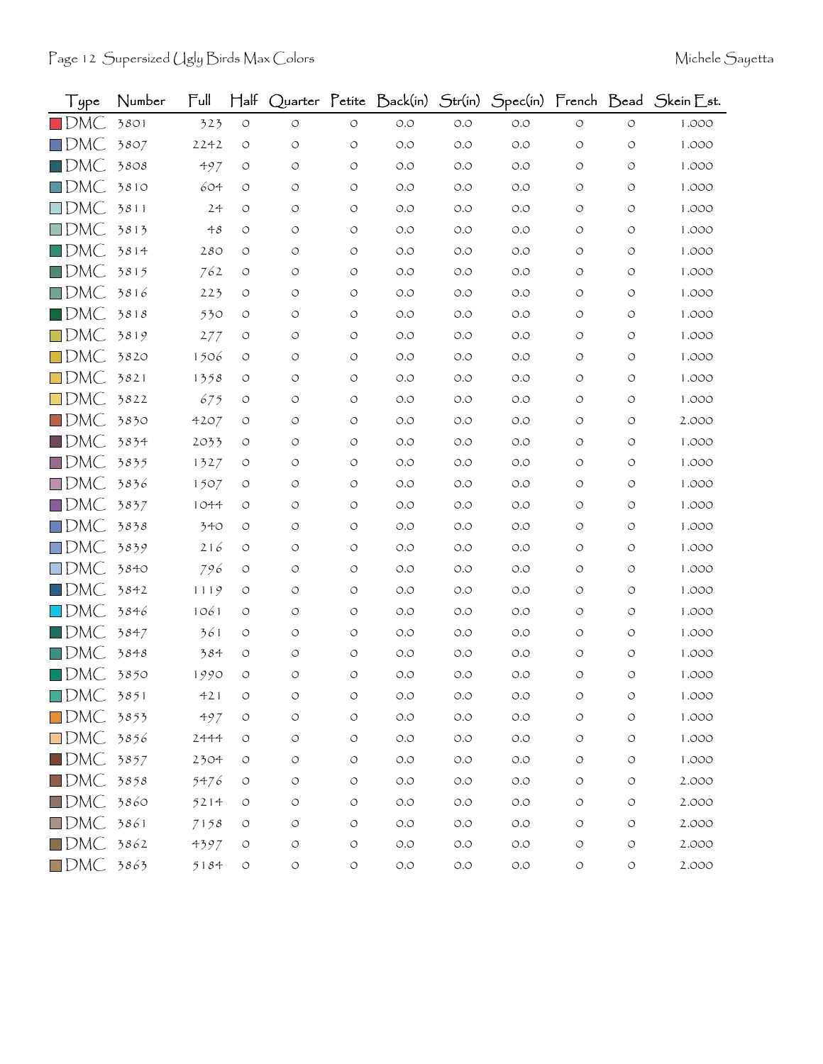| Type | Number | Full | Half | Quarter | Petite | Back(in) | Str(in) | Spec(in) | French | Bead | Skein Est. |
|---|---|---|---|---|---|---|---|---|---|---|---|
| DMC | 3801 | 323 | 0 | 0 | 0 | 0.0 | 0.0 | 0.0 | 0 | 0 | 1.000 |
| DMC | 3807 | 2242 | 0 | 0 | 0 | 0.0 | 0.0 | 0.0 | 0 | 0 | 1.000 |
| DMC | 3808 | 497 | 0 | 0 | 0 | 0.0 | 0.0 | 0.0 | 0 | 0 | 1.000 |
| DMC | 3810 | 604 | 0 | 0 | 0 | 0.0 | 0.0 | 0.0 | 0 | 0 | 1.000 |
| DMC | 3811 | 24 | 0 | 0 | 0 | 0.0 | 0.0 | 0.0 | 0 | 0 | 1.000 |
| DMC | 3813 | 48 | 0 | 0 | 0 | 0.0 | 0.0 | 0.0 | 0 | 0 | 1.000 |
| DMC | 3814 | 280 | 0 | 0 | 0 | 0.0 | 0.0 | 0.0 | 0 | 0 | 1.000 |
| DMC | 3815 | 762 | 0 | 0 | 0 | 0.0 | 0.0 | 0.0 | 0 | 0 | 1.000 |
| DMC | 3816 | 223 | 0 | 0 | 0 | 0.0 | 0.0 | 0.0 | 0 | 0 | 1.000 |
| DMC | 3818 | 530 | 0 | 0 | 0 | 0.0 | 0.0 | 0.0 | 0 | 0 | 1.000 |
| DMC | 3819 | 277 | 0 | 0 | 0 | 0.0 | 0.0 | 0.0 | 0 | 0 | 1.000 |
| DMC | 3820 | 1506 | 0 | 0 | 0 | 0.0 | 0.0 | 0.0 | 0 | 0 | 1.000 |
| DMC | 3821 | 1358 | 0 | 0 | 0 | 0.0 | 0.0 | 0.0 | 0 | 0 | 1.000 |
| DMC | 3822 | 675 | 0 | 0 | 0 | 0.0 | 0.0 | 0.0 | 0 | 0 | 1.000 |
| DMC | 3830 | 4207 | 0 | 0 | 0 | 0.0 | 0.0 | 0.0 | 0 | 0 | 2.000 |
| DMC | 3834 | 2033 | 0 | 0 | 0 | 0.0 | 0.0 | 0.0 | 0 | 0 | 1.000 |
| DMC | 3835 | 1327 | 0 | 0 | 0 | 0.0 | 0.0 | 0.0 | 0 | 0 | 1.000 |
| DMC | 3836 | 1507 | 0 | 0 | 0 | 0.0 | 0.0 | 0.0 | 0 | 0 | 1.000 |
| DMC | 3837 | 1044 | 0 | 0 | 0 | 0.0 | 0.0 | 0.0 | 0 | 0 | 1.000 |
| DMC | 3838 | 340 | 0 | 0 | 0 | 0.0 | 0.0 | 0.0 | 0 | 0 | 1.000 |
| DMC | 3839 | 216 | 0 | 0 | 0 | 0.0 | 0.0 | 0.0 | 0 | 0 | 1.000 |
| DMC | 3840 | 796 | 0 | 0 | 0 | 0.0 | 0.0 | 0.0 | 0 | 0 | 1.000 |
| DMC | 3842 | 1119 | 0 | 0 | 0 | 0.0 | 0.0 | 0.0 | 0 | 0 | 1.000 |
| DMC | 3846 | 1061 | 0 | 0 | 0 | 0.0 | 0.0 | 0.0 | 0 | 0 | 1.000 |
| DMC | 3847 | 361 | 0 | 0 | 0 | 0.0 | 0.0 | 0.0 | 0 | 0 | 1.000 |
| DMC | 3848 | 384 | 0 | 0 | 0 | 0.0 | 0.0 | 0.0 | 0 | 0 | 1.000 |
| DMC | 3850 | 1990 | 0 | 0 | 0 | 0.0 | 0.0 | 0.0 | 0 | 0 | 1.000 |
| DMC | 3851 | 421 | 0 | 0 | 0 | 0.0 | 0.0 | 0.0 | 0 | 0 | 1.000 |
| DMC | 3853 | 497 | 0 | 0 | 0 | 0.0 | 0.0 | 0.0 | 0 | 0 | 1.000 |
| DMC | 3856 | 2444 | 0 | 0 | 0 | 0.0 | 0.0 | 0.0 | 0 | 0 | 1.000 |
| DMC | 3857 | 2304 | 0 | 0 | 0 | 0.0 | 0.0 | 0.0 | 0 | 0 | 1.000 |
| DMC | 3858 | 5476 | 0 | 0 | 0 | 0.0 | 0.0 | 0.0 | 0 | 0 | 2.000 |
| DMC | 3860 | 5214 | 0 | 0 | 0 | 0.0 | 0.0 | 0.0 | 0 | 0 | 2.000 |
| DMC | 3861 | 7158 | 0 | 0 | 0 | 0.0 | 0.0 | 0.0 | 0 | 0 | 2.000 |
| DMC | 3862 | 4397 | 0 | 0 | 0 | 0.0 | 0.0 | 0.0 | 0 | 0 | 2.000 |
| DMC | 3863 | 5184 | 0 | 0 | 0 | 0.0 | 0.0 | 0.0 | 0 | 0 | 2.000 |